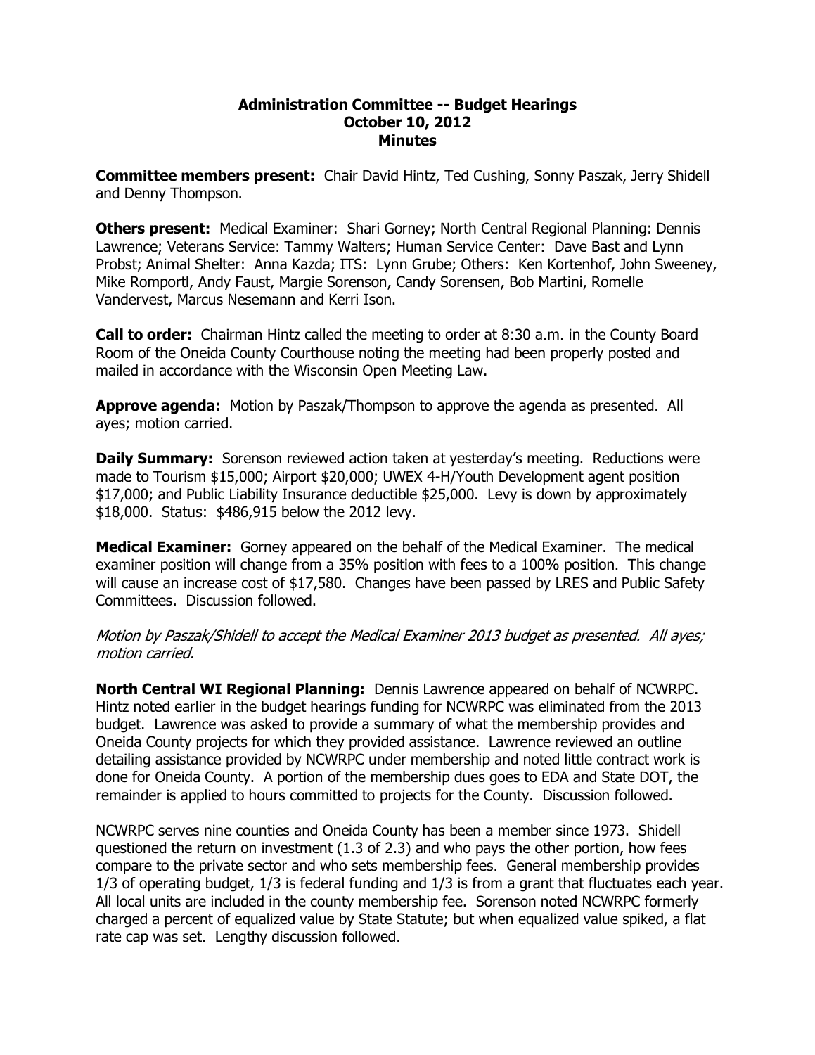**Administration Committee -- Budget Hearings**
**October 10, 2012**
**Minutes**

**Committee members present:** Chair David Hintz, Ted Cushing, Sonny Paszak, Jerry Shidell and Denny Thompson.

**Others present:** Medical Examiner: Shari Gorney; North Central Regional Planning: Dennis Lawrence; Veterans Service: Tammy Walters; Human Service Center: Dave Bast and Lynn Probst; Animal Shelter: Anna Kazda; ITS: Lynn Grube; Others: Ken Kortenhof, John Sweeney, Mike Romportl, Andy Faust, Margie Sorenson, Candy Sorensen, Bob Martini, Romelle Vandervest, Marcus Nesemann and Kerri Ison.

**Call to order:** Chairman Hintz called the meeting to order at 8:30 a.m. in the County Board Room of the Oneida County Courthouse noting the meeting had been properly posted and mailed in accordance with the Wisconsin Open Meeting Law.

**Approve agenda:** Motion by Paszak/Thompson to approve the agenda as presented. All ayes; motion carried.

**Daily Summary:** Sorenson reviewed action taken at yesterday's meeting. Reductions were made to Tourism $15,000; Airport $20,000; UWEX 4-H/Youth Development agent position $17,000; and Public Liability Insurance deductible $25,000. Levy is down by approximately $18,000. Status: $486,915 below the 2012 levy.

**Medical Examiner:** Gorney appeared on the behalf of the Medical Examiner. The medical examiner position will change from a 35% position with fees to a 100% position. This change will cause an increase cost of $17,580. Changes have been passed by LRES and Public Safety Committees. Discussion followed.

*Motion by Paszak/Shidell to accept the Medical Examiner 2013 budget as presented. All ayes; motion carried.*

**North Central WI Regional Planning:** Dennis Lawrence appeared on behalf of NCWRPC. Hintz noted earlier in the budget hearings funding for NCWRPC was eliminated from the 2013 budget. Lawrence was asked to provide a summary of what the membership provides and Oneida County projects for which they provided assistance. Lawrence reviewed an outline detailing assistance provided by NCWRPC under membership and noted little contract work is done for Oneida County. A portion of the membership dues goes to EDA and State DOT, the remainder is applied to hours committed to projects for the County. Discussion followed.

NCWRPC serves nine counties and Oneida County has been a member since 1973. Shidell questioned the return on investment (1.3 of 2.3) and who pays the other portion, how fees compare to the private sector and who sets membership fees. General membership provides 1/3 of operating budget, 1/3 is federal funding and 1/3 is from a grant that fluctuates each year. All local units are included in the county membership fee. Sorenson noted NCWRPC formerly charged a percent of equalized value by State Statute; but when equalized value spiked, a flat rate cap was set. Lengthy discussion followed.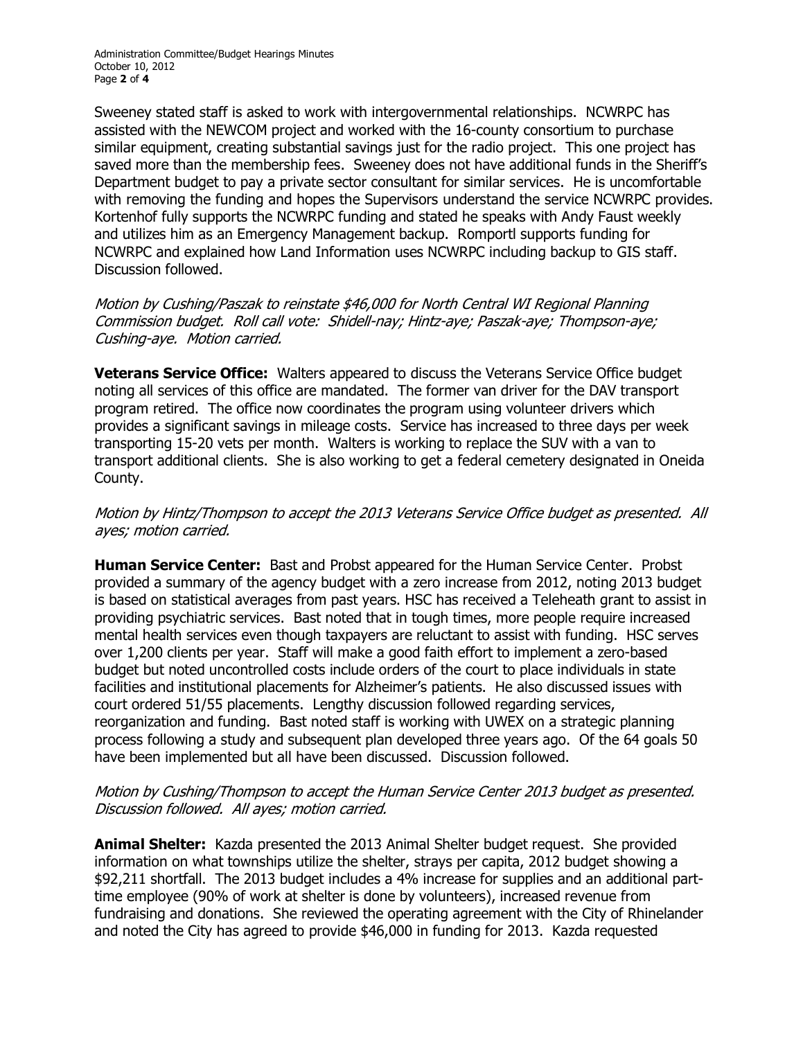Sweeney stated staff is asked to work with intergovernmental relationships. NCWRPC has assisted with the NEWCOM project and worked with the 16-county consortium to purchase similar equipment, creating substantial savings just for the radio project. This one project has saved more than the membership fees. Sweeney does not have additional funds in the Sheriff's Department budget to pay a private sector consultant for similar services. He is uncomfortable with removing the funding and hopes the Supervisors understand the service NCWRPC provides. Kortenhof fully supports the NCWRPC funding and stated he speaks with Andy Faust weekly and utilizes him as an Emergency Management backup. Romportl supports funding for NCWRPC and explained how Land Information uses NCWRPC including backup to GIS staff. Discussion followed.

*Motion by Cushing/Paszak to reinstate $46,000 for North Central WI Regional Planning Commission budget. Roll call vote: Shidell-nay; Hintz-aye; Paszak-aye; Thompson-aye; Cushing-aye. Motion carried.*

**Veterans Service Office:** Walters appeared to discuss the Veterans Service Office budget noting all services of this office are mandated. The former van driver for the DAV transport program retired. The office now coordinates the program using volunteer drivers which provides a significant savings in mileage costs. Service has increased to three days per week transporting 15-20 vets per month. Walters is working to replace the SUV with a van to transport additional clients. She is also working to get a federal cemetery designated in Oneida County.

*Motion by Hintz/Thompson to accept the 2013 Veterans Service Office budget as presented. All ayes; motion carried.*

**Human Service Center:** Bast and Probst appeared for the Human Service Center. Probst provided a summary of the agency budget with a zero increase from 2012, noting 2013 budget is based on statistical averages from past years. HSC has received a Teleheath grant to assist in providing psychiatric services. Bast noted that in tough times, more people require increased mental health services even though taxpayers are reluctant to assist with funding. HSC serves over 1,200 clients per year. Staff will make a good faith effort to implement a zero-based budget but noted uncontrolled costs include orders of the court to place individuals in state facilities and institutional placements for Alzheimer's patients. He also discussed issues with court ordered 51/55 placements. Lengthy discussion followed regarding services, reorganization and funding. Bast noted staff is working with UWEX on a strategic planning process following a study and subsequent plan developed three years ago. Of the 64 goals 50 have been implemented but all have been discussed. Discussion followed.

*Motion by Cushing/Thompson to accept the Human Service Center 2013 budget as presented. Discussion followed. All ayes; motion carried.*

**Animal Shelter:** Kazda presented the 2013 Animal Shelter budget request. She provided information on what townships utilize the shelter, strays per capita, 2012 budget showing a $92,211 shortfall. The 2013 budget includes a 4% increase for supplies and an additional part-time employee (90% of work at shelter is done by volunteers), increased revenue from fundraising and donations. She reviewed the operating agreement with the City of Rhinelander and noted the City has agreed to provide $46,000 in funding for 2013. Kazda requested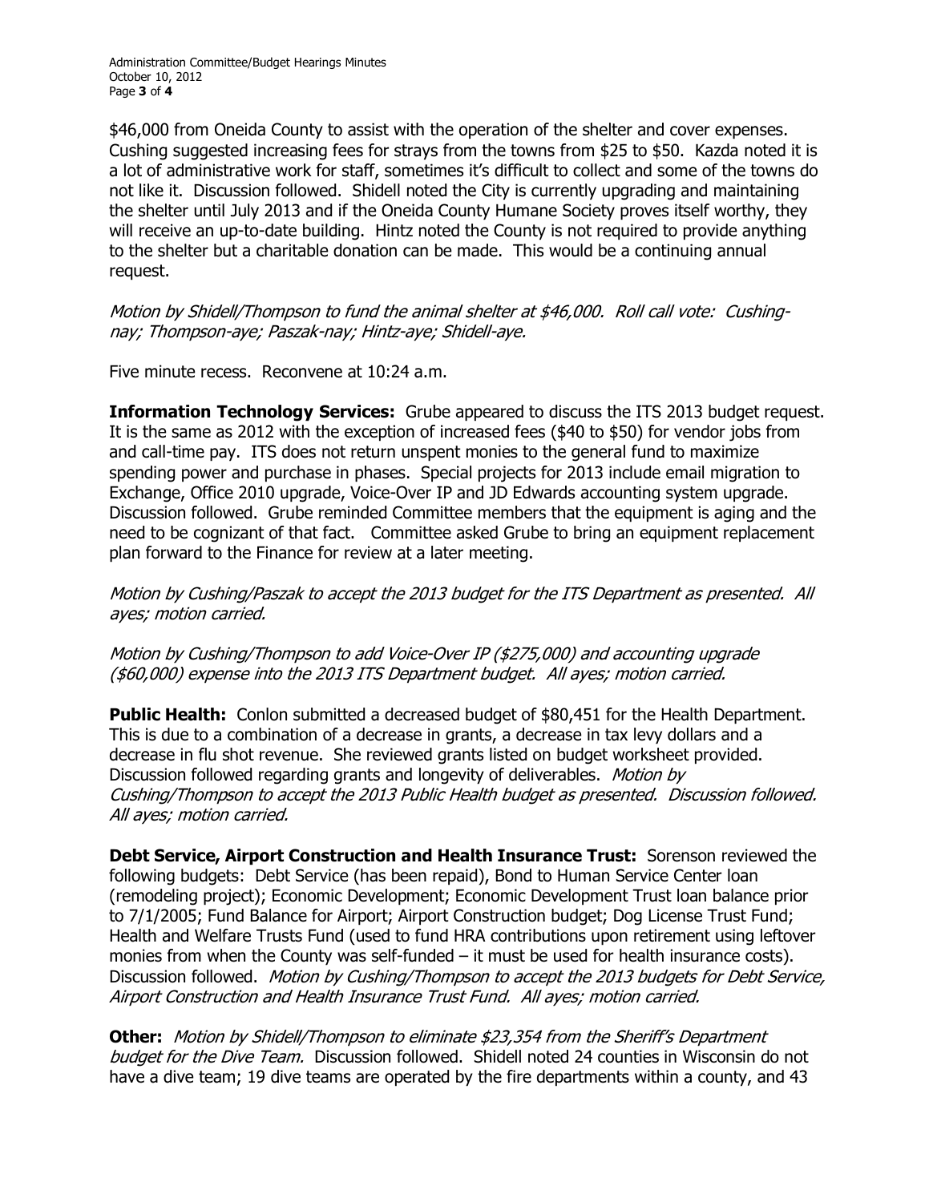$46,000 from Oneida County to assist with the operation of the shelter and cover expenses. Cushing suggested increasing fees for strays from the towns from $25 to $50. Kazda noted it is a lot of administrative work for staff, sometimes it's difficult to collect and some of the towns do not like it. Discussion followed. Shidell noted the City is currently upgrading and maintaining the shelter until July 2013 and if the Oneida County Humane Society proves itself worthy, they will receive an up-to-date building. Hintz noted the County is not required to provide anything to the shelter but a charitable donation can be made. This would be a continuing annual request.

*Motion by Shidell/Thompson to fund the animal shelter at $46,000. Roll call vote: Cushing-nay; Thompson-aye; Paszak-nay; Hintz-aye; Shidell-aye.*

Five minute recess. Reconvene at 10:24 a.m.

**Information Technology Services:** Grube appeared to discuss the ITS 2013 budget request. It is the same as 2012 with the exception of increased fees ($40 to $50) for vendor jobs from and call-time pay. ITS does not return unspent monies to the general fund to maximize spending power and purchase in phases. Special projects for 2013 include email migration to Exchange, Office 2010 upgrade, Voice-Over IP and JD Edwards accounting system upgrade. Discussion followed. Grube reminded Committee members that the equipment is aging and the need to be cognizant of that fact. Committee asked Grube to bring an equipment replacement plan forward to the Finance for review at a later meeting.

*Motion by Cushing/Paszak to accept the 2013 budget for the ITS Department as presented. All ayes; motion carried.*

*Motion by Cushing/Thompson to add Voice-Over IP ($275,000) and accounting upgrade ($60,000) expense into the 2013 ITS Department budget. All ayes; motion carried.*

**Public Health:** Conlon submitted a decreased budget of $80,451 for the Health Department. This is due to a combination of a decrease in grants, a decrease in tax levy dollars and a decrease in flu shot revenue. She reviewed grants listed on budget worksheet provided. Discussion followed regarding grants and longevity of deliverables. *Motion by Cushing/Thompson to accept the 2013 Public Health budget as presented. Discussion followed. All ayes; motion carried.*

**Debt Service, Airport Construction and Health Insurance Trust:** Sorenson reviewed the following budgets: Debt Service (has been repaid), Bond to Human Service Center loan (remodeling project); Economic Development; Economic Development Trust loan balance prior to 7/1/2005; Fund Balance for Airport; Airport Construction budget; Dog License Trust Fund; Health and Welfare Trusts Fund (used to fund HRA contributions upon retirement using leftover monies from when the County was self-funded – it must be used for health insurance costs). Discussion followed. *Motion by Cushing/Thompson to accept the 2013 budgets for Debt Service, Airport Construction and Health Insurance Trust Fund. All ayes; motion carried.*

**Other:** *Motion by Shidell/Thompson to eliminate $23,354 from the Sheriff's Department budget for the Dive Team.* Discussion followed. Shidell noted 24 counties in Wisconsin do not have a dive team; 19 dive teams are operated by the fire departments within a county, and 43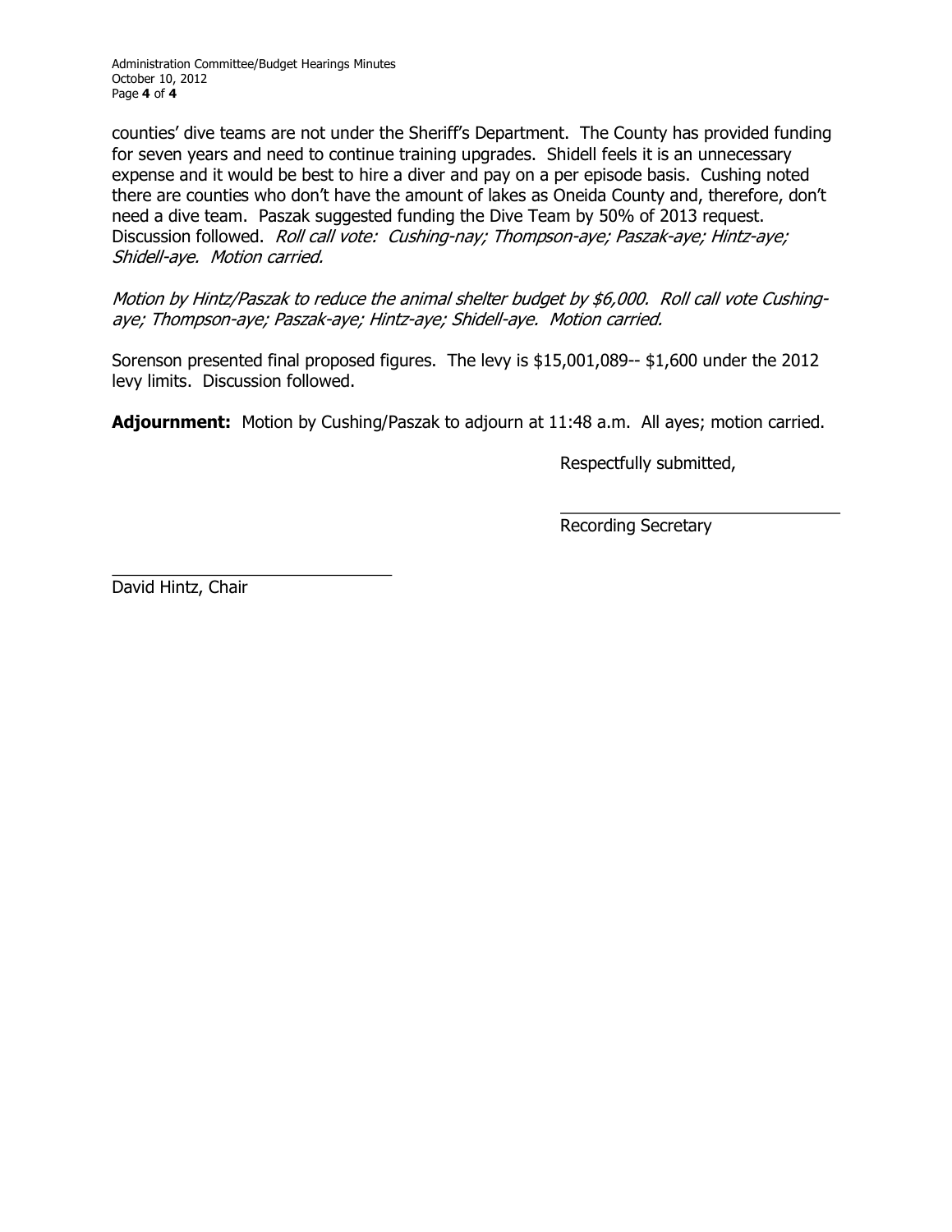counties' dive teams are not under the Sheriff's Department. The County has provided funding for seven years and need to continue training upgrades. Shidell feels it is an unnecessary expense and it would be best to hire a diver and pay on a per episode basis. Cushing noted there are counties who don't have the amount of lakes as Oneida County and, therefore, don't need a dive team. Paszak suggested funding the Dive Team by 50% of 2013 request. Discussion followed. *Roll call vote: Cushing-nay; Thompson-aye; Paszak-aye; Hintz-aye; Shidell-aye. Motion carried.*

*Motion by Hintz/Paszak to reduce the animal shelter budget by $6,000. Roll call vote Cushing-aye; Thompson-aye; Paszak-aye; Hintz-aye; Shidell-aye. Motion carried.*

Sorenson presented final proposed figures. The levy is $15,001,089-- $1,600 under the 2012 levy limits. Discussion followed.

**Adjournment:** Motion by Cushing/Paszak to adjourn at 11:48 a.m. All ayes; motion carried.

Respectfully submitted,

______________________________
Recording Secretary

______________________________
David Hintz, Chair